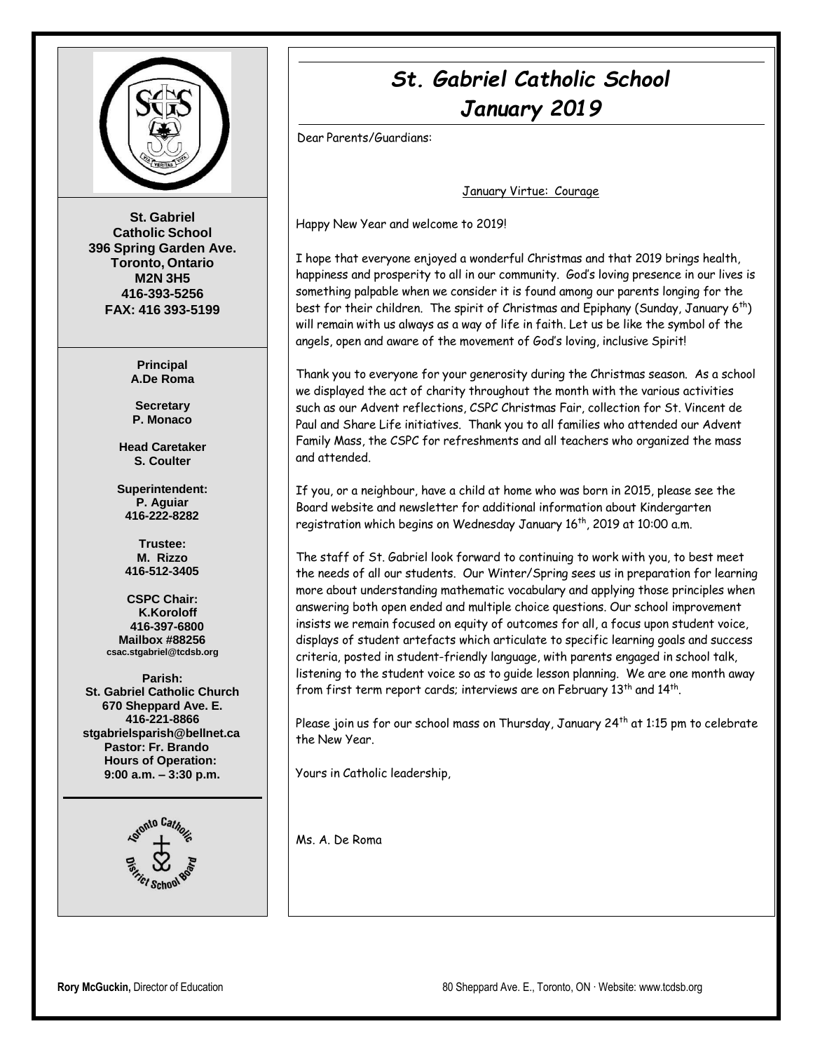St. Gabriel Catholic School
396 Spring Garden Ave.
Toronto, Ontario
M2N 3H5
416-393-5256
FAX: 416 393-5199

**Principal**
A.De Roma

**Secretary**
P. Monaco

**Head Caretaker**
S. Coulter

**Superintendent:**
P. Aguiar
416-222-8282

**Trustee:**
M. Rizzo
416-512-3405

**CSPC Chair:**
K.Koroloff
416-397-6800
Mailbox #88256
csac.stgabriel@tcdsb.org

**Parish:**
St. Gabriel Catholic Church
670 Sheppard Ave. E.
416-221-8866
stgabrielsparish@bellnet.ca
Pastor: Fr. Brando
Hours of Operation:
9:00 a.m. – 3:30 p.m.

# *St. Gabriel Catholic School*
## *January 2019*

Dear Parents/Guardians:

January Virtue: Courage

Happy New Year and welcome to 2019!

I hope that everyone enjoyed a wonderful Christmas and that 2019 brings health, happiness and prosperity to all in our community. God's loving presence in our lives is something palpable when we consider it is found among our parents longing for the best for their children. The spirit of Christmas and Epiphany (Sunday, January 6th) will remain with us always as a way of life in faith. Let us be like the symbol of the angels, open and aware of the movement of God's loving, inclusive Spirit!

Thank you to everyone for your generosity during the Christmas season. As a school we displayed the act of charity throughout the month with the various activities such as our Advent reflections, CSPC Christmas Fair, collection for St. Vincent de Paul and Share Life initiatives. Thank you to all families who attended our Advent Family Mass, the CSPC for refreshments and all teachers who organized the mass and attended.

If you, or a neighbour, have a child at home who was born in 2015, please see the Board website and newsletter for additional information about Kindergarten registration which begins on Wednesday January 16th, 2019 at 10:00 a.m.

The staff of St. Gabriel look forward to continuing to work with you, to best meet the needs of all our students. Our Winter/Spring sees us in preparation for learning more about understanding mathematic vocabulary and applying those principles when answering both open ended and multiple choice questions. Our school improvement insists we remain focused on equity of outcomes for all, a focus upon student voice, displays of student artefacts which articulate to specific learning goals and success criteria, posted in student-friendly language, with parents engaged in school talk, listening to the student voice so as to guide lesson planning. We are one month away from first term report cards; interviews are on February 13th and 14th.

Please join us for our school mass on Thursday, January 24th at 1:15 pm to celebrate the New Year.

Yours in Catholic leadership,

Ms. A. De Roma

**Rory McGuckin,** Director of Education

80 Sheppard Ave. E., Toronto, ON · Website: www.tcdsb.org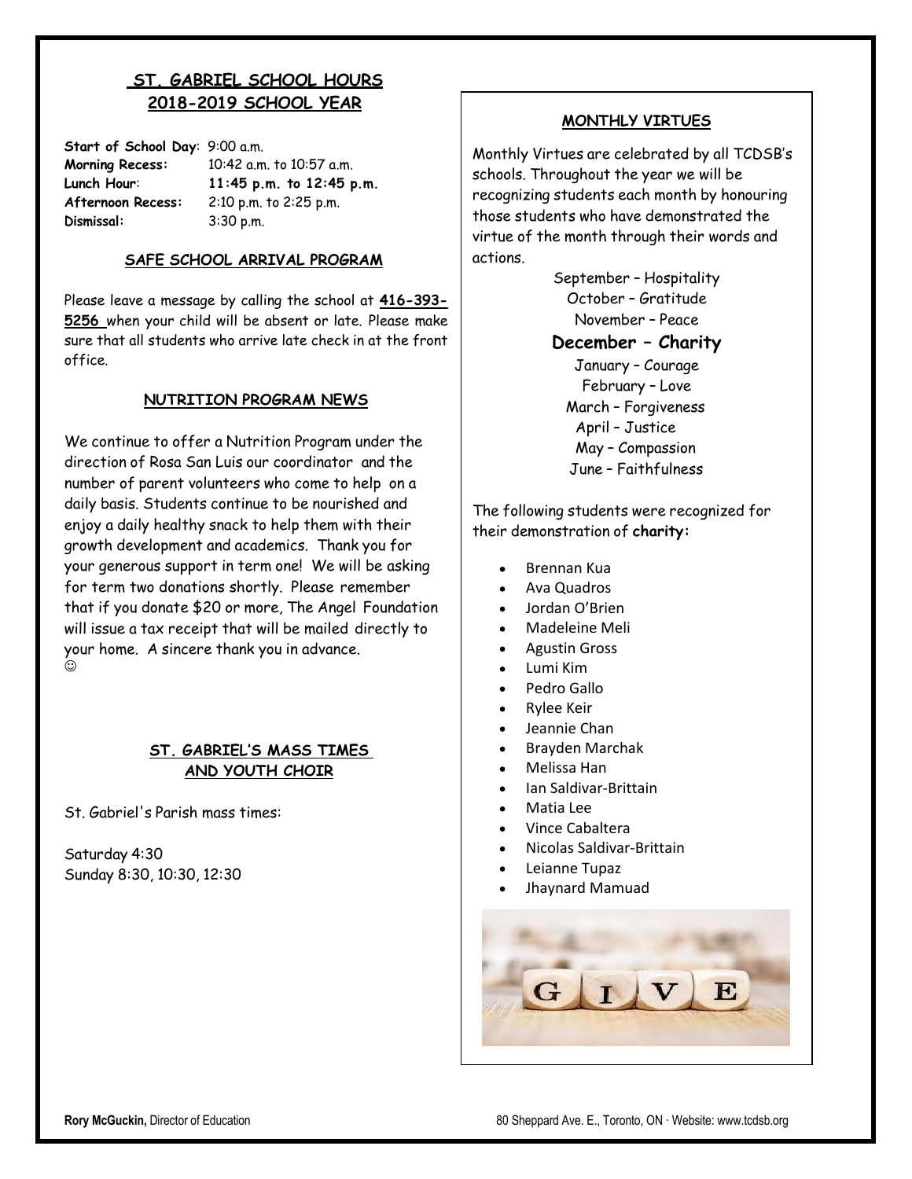## ST. GABRIEL SCHOOL HOURS 2018-2019 SCHOOL YEAR

**Start of School Day**: 9:00 a.m.
**Morning Recess:** 10:42 a.m. to 10:57 a.m.
**Lunch Hour**: **11:45 p.m. to 12:45 p.m.**
**Afternoon Recess:** 2:10 p.m. to 2:25 p.m.
**Dismissal:** 3:30 p.m.

### SAFE SCHOOL ARRIVAL PROGRAM

Please leave a message by calling the school at **416-393-5256** when your child will be absent or late. Please make sure that all students who arrive late check in at the front office.

### NUTRITION PROGRAM NEWS

We continue to offer a Nutrition Program under the direction of Rosa San Luis our coordinator and the number of parent volunteers who come to help on a daily basis. Students continue to be nourished and enjoy a daily healthy snack to help them with their growth development and academics. Thank you for your generous support in term one! We will be asking for term two donations shortly. Please remember that if you donate $20 or more, The Angel Foundation will issue a tax receipt that will be mailed directly to your home. A sincere thank you in advance. ☺

### ST. GABRIEL'S MASS TIMES AND YOUTH CHOIR

St. Gabriel's Parish mass times:

Saturday 4:30
Sunday 8:30, 10:30, 12:30

### MONTHLY VIRTUES

Monthly Virtues are celebrated by all TCDSB's schools. Throughout the year we will be recognizing students each month by honouring those students who have demonstrated the virtue of the month through their words and actions.

September – Hospitality
October – Gratitude
November – Peace
**December – Charity**
January – Courage
February – Love
March – Forgiveness
April – Justice
May – Compassion
June – Faithfulness

The following students were recognized for their demonstration of **charity:**

- Brennan Kua
- Ava Quadros
- Jordan O'Brien
- Madeleine Meli
- Agustin Gross
- Lumi Kim
- Pedro Gallo
- Rylee Keir
- Jeannie Chan
- Brayden Marchak
- Melissa Han
- Ian Saldivar-Brittain
- Matia Lee
- Vince Cabaltera
- Nicolas Saldivar-Brittain
- Leianne Tupaz
- Jhaynard Mamuad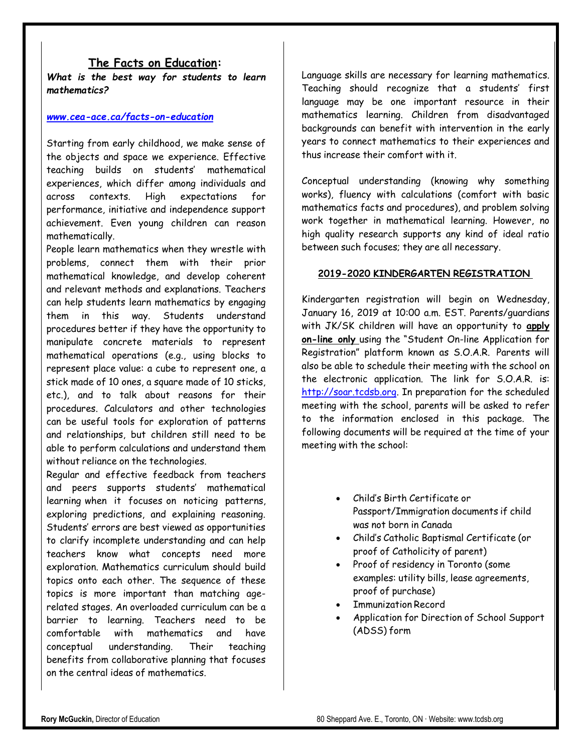## The Facts on Education:

***What is the best way for students to learn mathematics?***

***www.cea-ace.ca/facts-on-education***

Starting from early childhood, we make sense of the objects and space we experience. Effective teaching builds on students' mathematical experiences, which differ among individuals and across contexts. High expectations for performance, initiative and independence support achievement. Even young children can reason mathematically.

People learn mathematics when they wrestle with problems, connect them with their prior mathematical knowledge, and develop coherent and relevant methods and explanations. Teachers can help students learn mathematics by engaging them in this way. Students understand procedures better if they have the opportunity to manipulate concrete materials to represent mathematical operations (e.g., using blocks to represent place value: a cube to represent one, a stick made of 10 ones, a square made of 10 sticks, etc.), and to talk about reasons for their procedures. Calculators and other technologies can be useful tools for exploration of patterns and relationships, but children still need to be able to perform calculations and understand them without reliance on the technologies.

Regular and effective feedback from teachers and peers supports students' mathematical learning when it focuses on noticing patterns, exploring predictions, and explaining reasoning. Students' errors are best viewed as opportunities to clarify incomplete understanding and can help teachers know what concepts need more exploration. Mathematics curriculum should build topics onto each other. The sequence of these topics is more important than matching age-related stages. An overloaded curriculum can be a barrier to learning. Teachers need to be comfortable with mathematics and have conceptual understanding. Their teaching benefits from collaborative planning that focuses on the central ideas of mathematics.

Language skills are necessary for learning mathematics. Teaching should recognize that a students' first language may be one important resource in their mathematics learning. Children from disadvantaged backgrounds can benefit with intervention in the early years to connect mathematics to their experiences and thus increase their comfort with it.

Conceptual understanding (knowing why something works), fluency with calculations (comfort with basic mathematics facts and procedures), and problem solving work together in mathematical learning. However, no high quality research supports any kind of ideal ratio between such focuses; they are all necessary.

### 2019-2020 KINDERGARTEN REGISTRATION

Kindergarten registration will begin on Wednesday, January 16, 2019 at 10:00 a.m. EST. Parents/guardians with JK/SK children will have an opportunity to **apply on-line only** using the "Student On-line Application for Registration" platform known as S.O.A.R. Parents will also be able to schedule their meeting with the school on the electronic application. The link for S.O.A.R. is: http://soar.tcdsb.org. In preparation for the scheduled meeting with the school, parents will be asked to refer to the information enclosed in this package. The following documents will be required at the time of your meeting with the school:

- Child's Birth Certificate or Passport/Immigration documents if child was not born in Canada
- Child's Catholic Baptismal Certificate (or proof of Catholicity of parent)
- Proof of residency in Toronto (some examples: utility bills, lease agreements, proof of purchase)
- Immunization Record
- Application for Direction of School Support (ADSS) form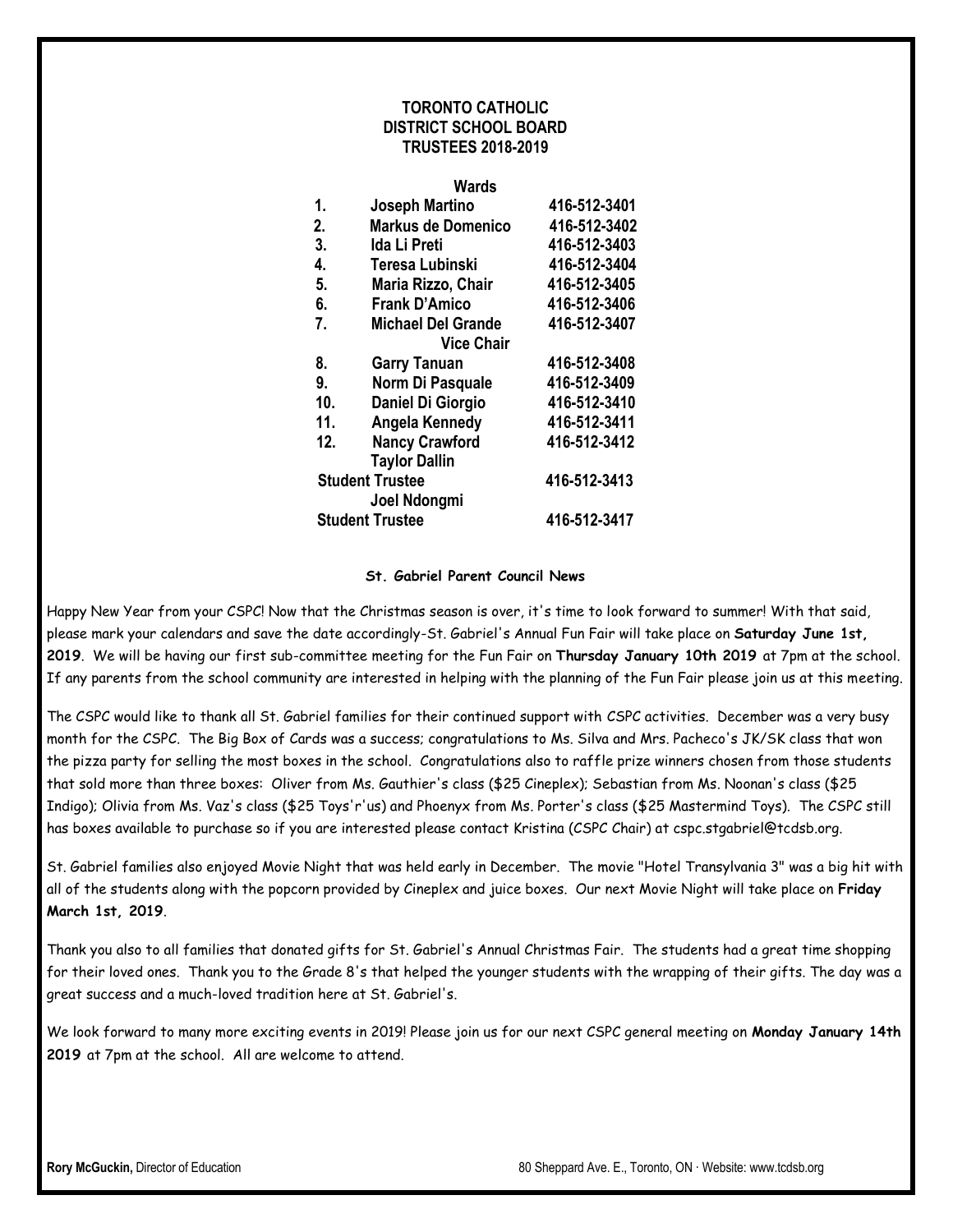# TORONTO CATHOLIC DISTRICT SCHOOL BOARD TRUSTEES 2018-2019

| Wards | | |
|---|---|---|
| 1. | Joseph Martino | 416-512-3401 |
| 2. | Markus de Domenico | 416-512-3402 |
| 3. | Ida Li Preti | 416-512-3403 |
| 4. | Teresa Lubinski | 416-512-3404 |
| 5. | Maria Rizzo, Chair | 416-512-3405 |
| 6. | Frank D'Amico | 416-512-3406 |
| 7. | Michael Del Grande Vice Chair | 416-512-3407 |
| 8. | Garry Tanuan | 416-512-3408 |
| 9. | Norm Di Pasquale | 416-512-3409 |
| 10. | Daniel Di Giorgio | 416-512-3410 |
| 11. | Angela Kennedy | 416-512-3411 |
| 12. | Nancy Crawford | 416-512-3412 |
| Student Trustee | Taylor Dallin | 416-512-3413 |
| Student Trustee | Joel Ndongmi | 416-512-3417 |

## St. Gabriel Parent Council News

Happy New Year from your CSPC! Now that the Christmas season is over, it's time to look forward to summer! With that said, please mark your calendars and save the date accordingly-St. Gabriel's Annual Fun Fair will take place on **Saturday June 1st, 2019**. We will be having our first sub-committee meeting for the Fun Fair on **Thursday January 10th 2019** at 7pm at the school. If any parents from the school community are interested in helping with the planning of the Fun Fair please join us at this meeting.

The CSPC would like to thank all St. Gabriel families for their continued support with CSPC activities. December was a very busy month for the CSPC. The Big Box of Cards was a success; congratulations to Ms. Silva and Mrs. Pacheco's JK/SK class that won the pizza party for selling the most boxes in the school. Congratulations also to raffle prize winners chosen from those students that sold more than three boxes: Oliver from Ms. Gauthier's class ($25 Cineplex); Sebastian from Ms. Noonan's class ($25 Indigo); Olivia from Ms. Vaz's class ($25 Toys'r'us) and Phoenyx from Ms. Porter's class ($25 Mastermind Toys). The CSPC still has boxes available to purchase so if you are interested please contact Kristina (CSPC Chair) at cspc.stgabriel@tcdsb.org.

St. Gabriel families also enjoyed Movie Night that was held early in December. The movie "Hotel Transylvania 3" was a big hit with all of the students along with the popcorn provided by Cineplex and juice boxes. Our next Movie Night will take place on **Friday March 1st, 2019**.

Thank you also to all families that donated gifts for St. Gabriel's Annual Christmas Fair. The students had a great time shopping for their loved ones. Thank you to the Grade 8's that helped the younger students with the wrapping of their gifts. The day was a great success and a much-loved tradition here at St. Gabriel's.

We look forward to many more exciting events in 2019! Please join us for our next CSPC general meeting on **Monday January 14th 2019** at 7pm at the school. All are welcome to attend.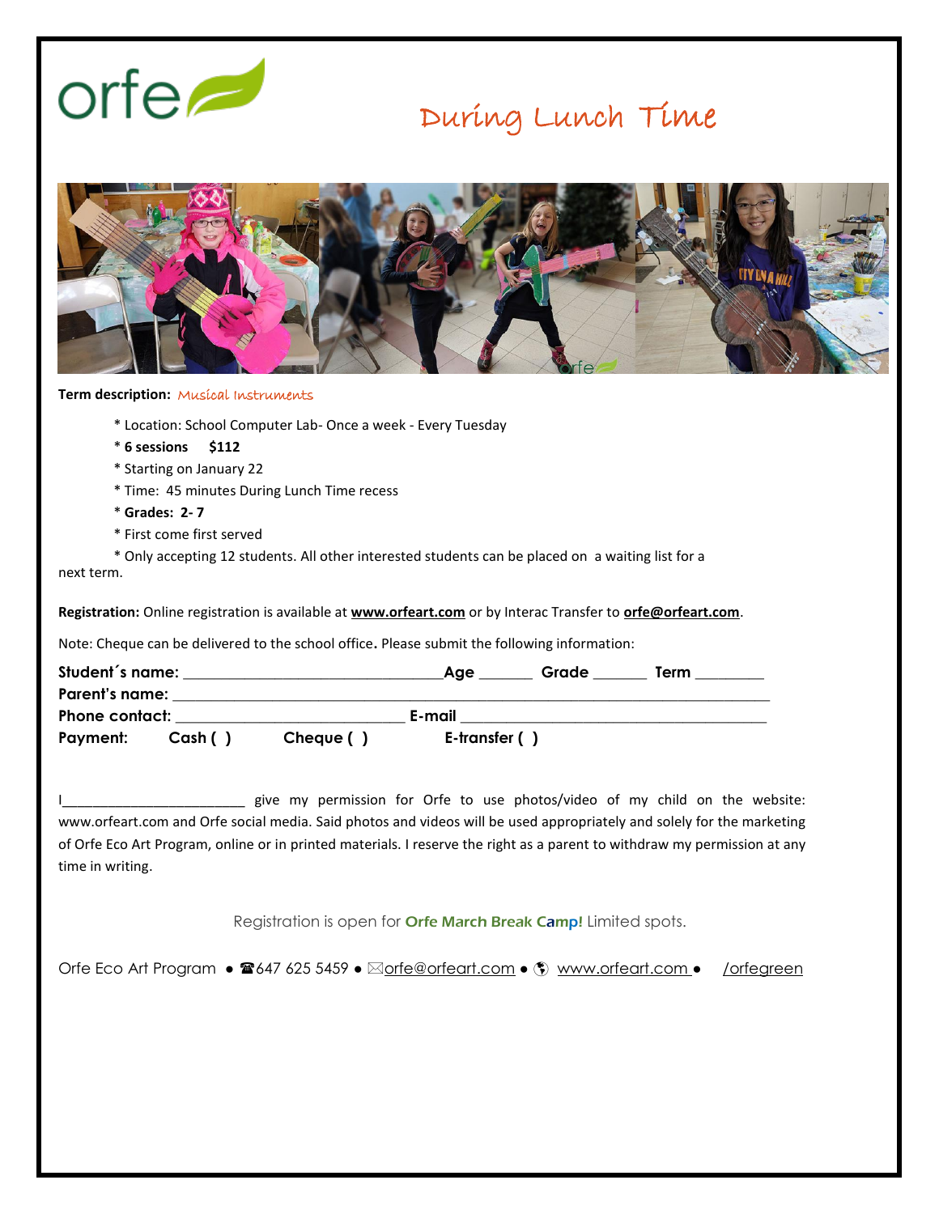orfe

# During Lunch Time

**Term description:** Musical Instruments

* Location: School Computer Lab- Once a week - Every Tuesday
* **6 sessions $112**
* Starting on January 22
* Time: 45 minutes During Lunch Time recess
* **Grades: 2- 7**
* First come first served
* Only accepting 12 students. All other interested students can be placed on a waiting list for a next term.

**Registration:** Online registration is available at **www.orfeart.com** or by Interac Transfer to **orfe@orfeart.com**.

Note: Cheque can be delivered to the school office**.** Please submit the following information:

**Student´s name:** ______________________________**Age** ______ **Grade** ______ **Term** ________
**Parent's name:** ______________________________________________________________________
**Phone contact:** __________________________ **E-mail** ___________________________________
**Payment:** **Cash ( )** **Cheque ( )** **E-transfer ( )**

I______________________ give my permission for Orfe to use photos/video of my child on the website: www.orfeart.com and Orfe social media. Said photos and videos will be used appropriately and solely for the marketing of Orfe Eco Art Program, online or in printed materials. I reserve the right as a parent to withdraw my permission at any time in writing.

Registration is open for **Orfe March Break Camp!** Limited spots.

Orfe Eco Art Program ● ☎647 625 5459 ● ✉orfe@orfeart.com ● www.orfeart.com ● /orfegreen